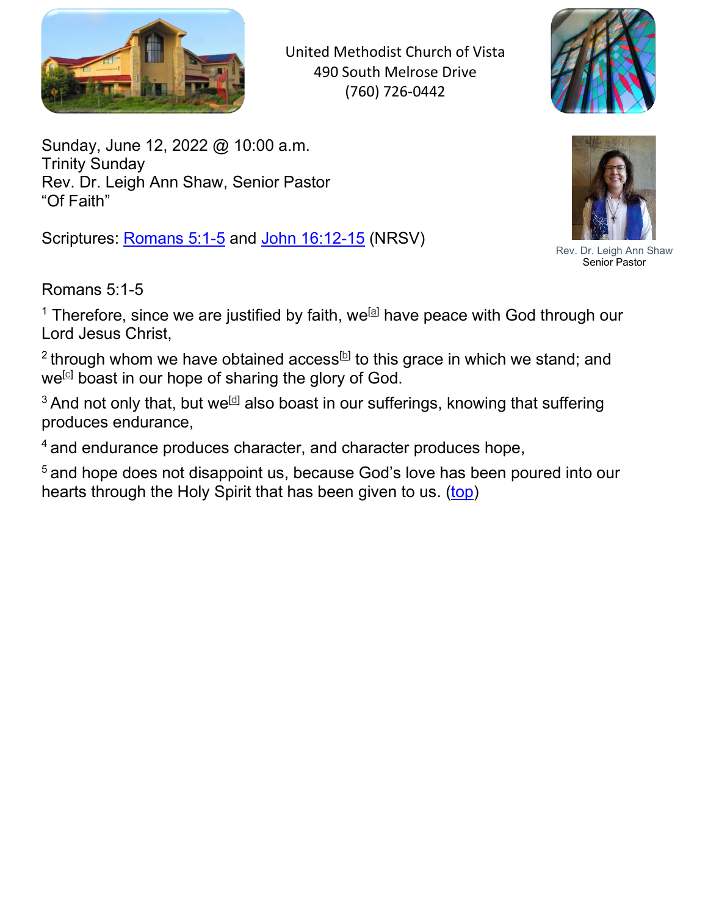United Methodist Church of Vista
490 South Melrose Drive
(760) 726-0442

Sunday, June 12, 2022 @ 10:00 a.m.
Trinity Sunday
Rev. Dr. Leigh Ann Shaw, Senior Pastor
"Of Faith"

Rev. Dr. Leigh Ann Shaw
Senior Pastor

Scriptures: Romans 5:1-5 and John 16:12-15 (NRSV)

Romans 5:1-5

[1] Therefore, since we are justified by faith, we[a] have peace with God through our Lord Jesus Christ,

[2] through whom we have obtained access[b] to this grace in which we stand; and we[c] boast in our hope of sharing the glory of God.

[3] And not only that, but we[d] also boast in our sufferings, knowing that suffering produces endurance,

[4] and endurance produces character, and character produces hope,

[5] and hope does not disappoint us, because God's love has been poured into our hearts through the Holy Spirit that has been given to us. (top)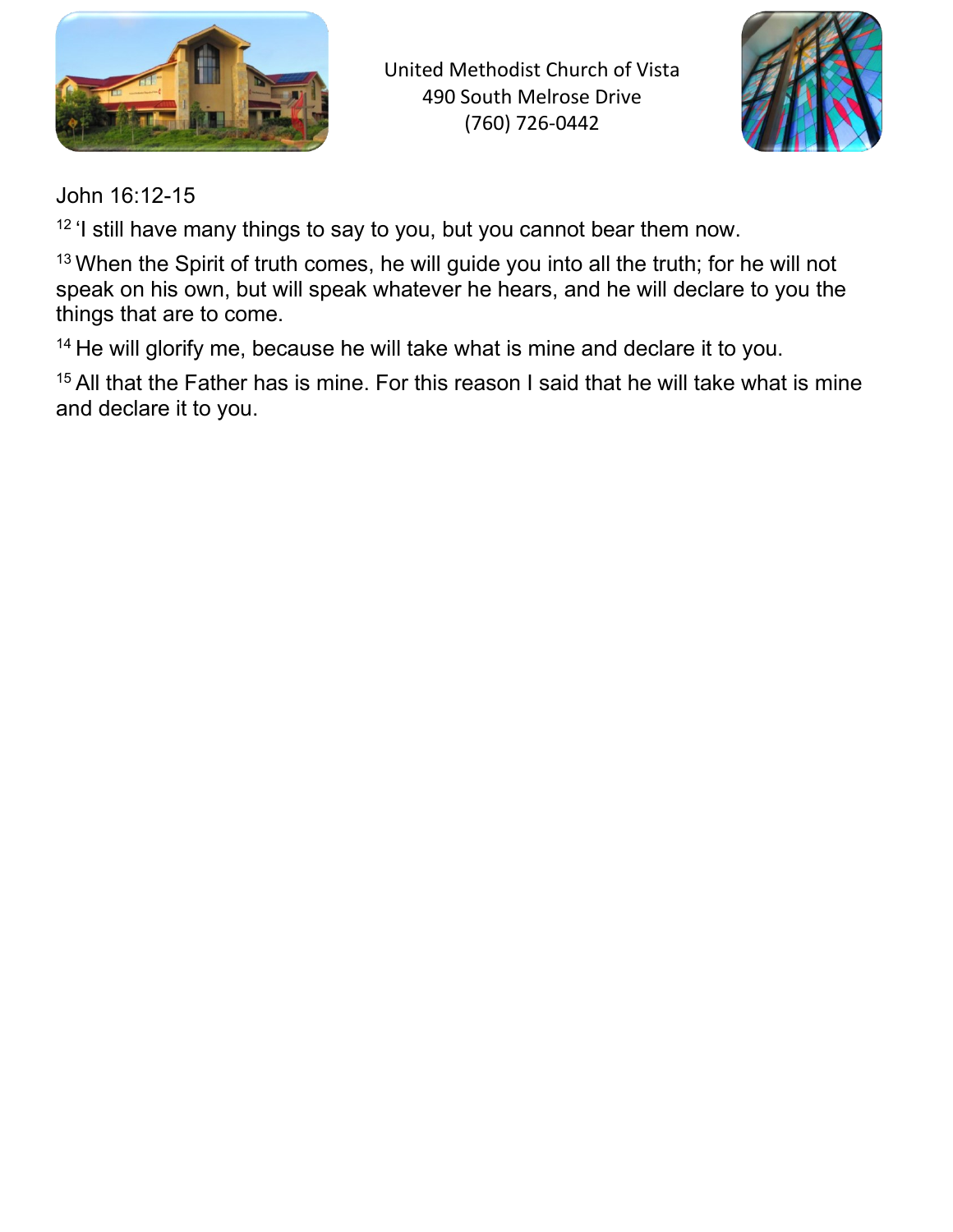United Methodist Church of Vista
490 South Melrose Drive
(760) 726-0442

John 16:12-15

[12] 'I still have many things to say to you, but you cannot bear them now.

[13] When the Spirit of truth comes, he will guide you into all the truth; for he will not speak on his own, but will speak whatever he hears, and he will declare to you the things that are to come.

[14] He will glorify me, because he will take what is mine and declare it to you.

[15] All that the Father has is mine. For this reason I said that he will take what is mine and declare it to you.